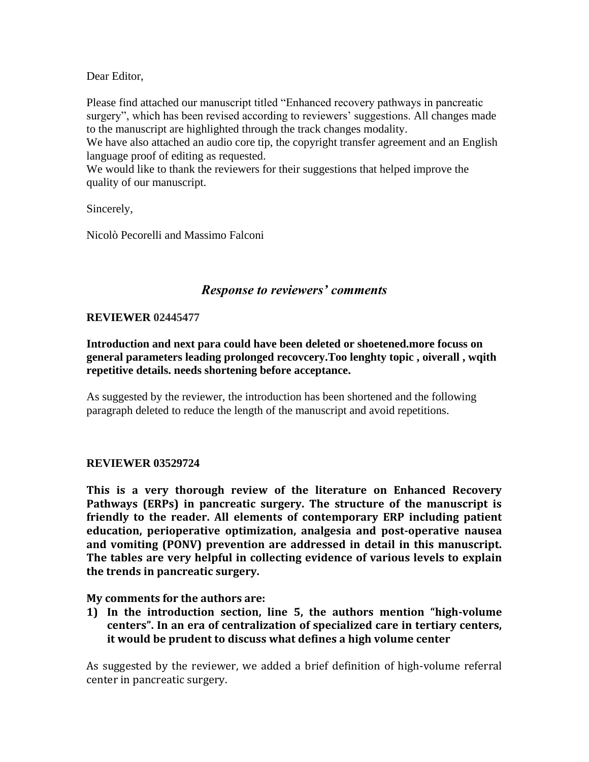Dear Editor,

Please find attached our manuscript titled "Enhanced recovery pathways in pancreatic surgery", which has been revised according to reviewers' suggestions. All changes made to the manuscript are highlighted through the track changes modality.
We have also attached an audio core tip, the copyright transfer agreement and an English language proof of editing as requested.
We would like to thank the reviewers for their suggestions that helped improve the quality of our manuscript.

Sincerely,

Nicolò Pecorelli and Massimo Falconi

## *Response to reviewers' comments*

**REVIEWER 02445477**

**Introduction and next para could have been deleted or shoetened.more focuss on general parameters leading prolonged recovcery.Too lenghty topic , oiverall , wqith repetitive details. needs shortening before acceptance.**

As suggested by the reviewer, the introduction has been shortened and the following paragraph deleted to reduce the length of the manuscript and avoid repetitions.

**REVIEWER 03529724**

**This is a very thorough review of the literature on Enhanced Recovery Pathways (ERPs) in pancreatic surgery. The structure of the manuscript is friendly to the reader. All elements of contemporary ERP including patient education, perioperative optimization, analgesia and post-operative nausea and vomiting (PONV) prevention are addressed in detail in this manuscript. The tables are very helpful in collecting evidence of various levels to explain the trends in pancreatic surgery.**

**My comments for the authors are:**

1) **In the introduction section, line 5, the authors mention "high-volume centers". In an era of centralization of specialized care in tertiary centers, it would be prudent to discuss what defines a high volume center**

As suggested by the reviewer, we added a brief definition of high-volume referral center in pancreatic surgery.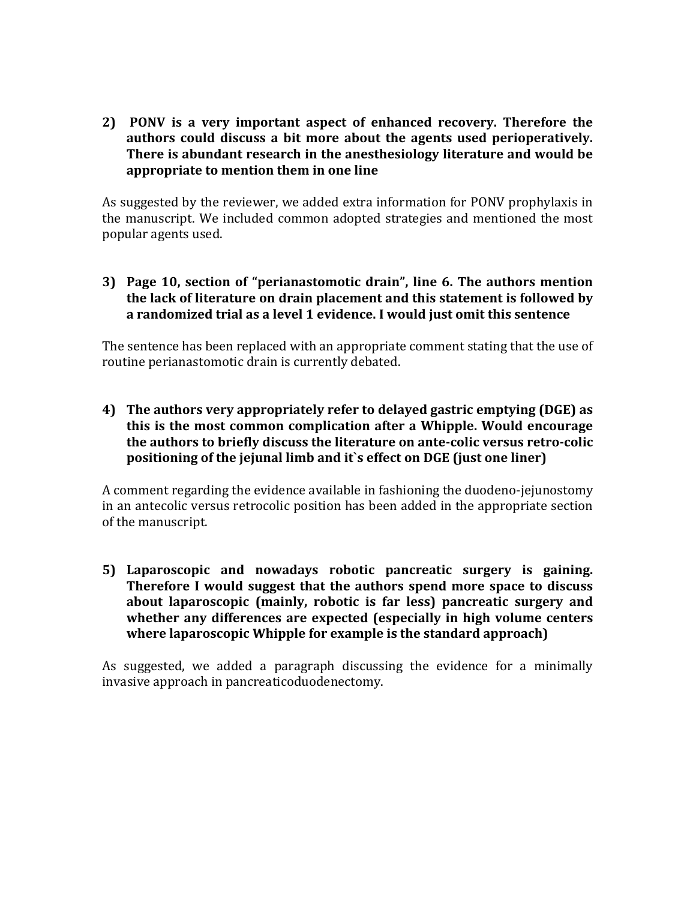**2) PONV is a very important aspect of enhanced recovery. Therefore the authors could discuss a bit more about the agents used perioperatively. There is abundant research in the anesthesiology literature and would be appropriate to mention them in one line**

As suggested by the reviewer, we added extra information for PONV prophylaxis in the manuscript. We included common adopted strategies and mentioned the most popular agents used.

**3) Page 10, section of "perianastomotic drain", line 6. The authors mention the lack of literature on drain placement and this statement is followed by a randomized trial as a level 1 evidence. I would just omit this sentence**

The sentence has been replaced with an appropriate comment stating that the use of routine perianastomotic drain is currently debated.

**4) The authors very appropriately refer to delayed gastric emptying (DGE) as this is the most common complication after a Whipple. Would encourage the authors to briefly discuss the literature on ante-colic versus retro-colic positioning of the jejunal limb and it`s effect on DGE (just one liner)**

A comment regarding the evidence available in fashioning the duodeno-jejunostomy in an antecolic versus retrocolic position has been added in the appropriate section of the manuscript.

**5) Laparoscopic and nowadays robotic pancreatic surgery is gaining. Therefore I would suggest that the authors spend more space to discuss about laparoscopic (mainly, robotic is far less) pancreatic surgery and whether any differences are expected (especially in high volume centers where laparoscopic Whipple for example is the standard approach)**

As suggested, we added a paragraph discussing the evidence for a minimally invasive approach in pancreaticoduodenectomy.